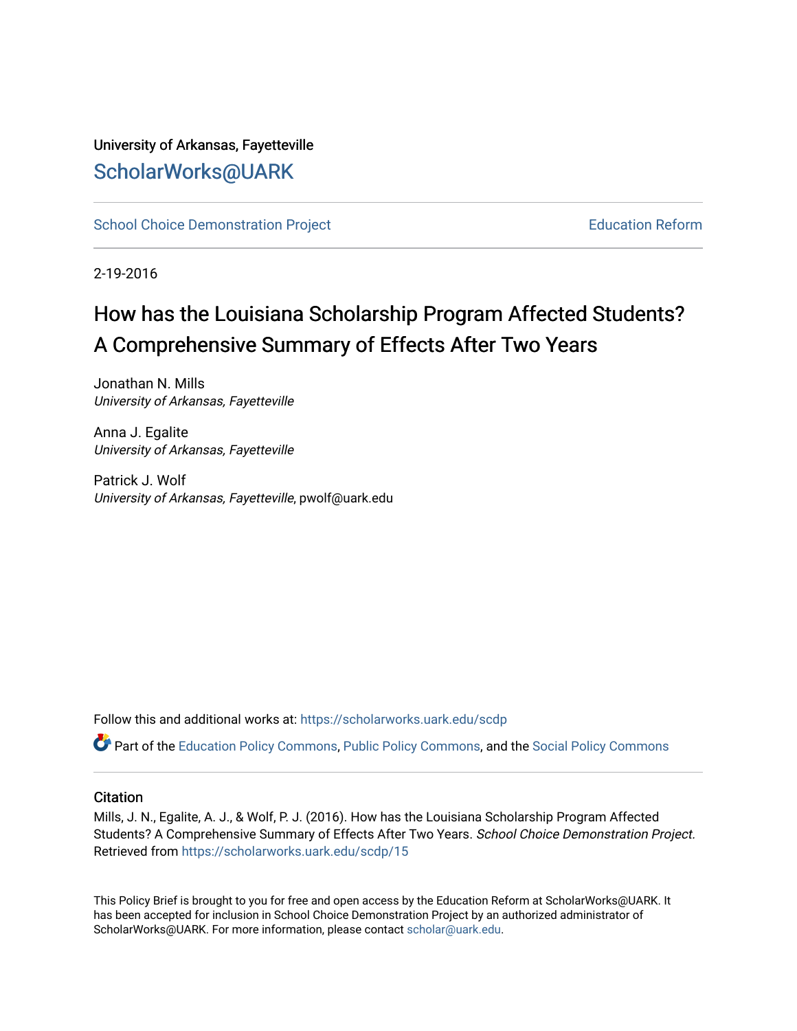University of Arkansas, Fayetteville

ScholarWorks@UARK

School Choice Demonstration Project | Education Reform

2-19-2016

# How has the Louisiana Scholarship Program Affected Students? A Comprehensive Summary of Effects After Two Years

Jonathan N. Mills
*University of Arkansas, Fayetteville*

Anna J. Egalite
*University of Arkansas, Fayetteville*

Patrick J. Wolf
*University of Arkansas, Fayetteville*, pwolf@uark.edu

Follow this and additional works at: https://scholarworks.uark.edu/scdp

Part of the Education Policy Commons, Public Policy Commons, and the Social Policy Commons

## Citation

Mills, J. N., Egalite, A. J., & Wolf, P. J. (2016). How has the Louisiana Scholarship Program Affected Students? A Comprehensive Summary of Effects After Two Years. *School Choice Demonstration Project.* Retrieved from https://scholarworks.uark.edu/scdp/15

This Policy Brief is brought to you for free and open access by the Education Reform at ScholarWorks@UARK. It has been accepted for inclusion in School Choice Demonstration Project by an authorized administrator of ScholarWorks@UARK. For more information, please contact scholar@uark.edu.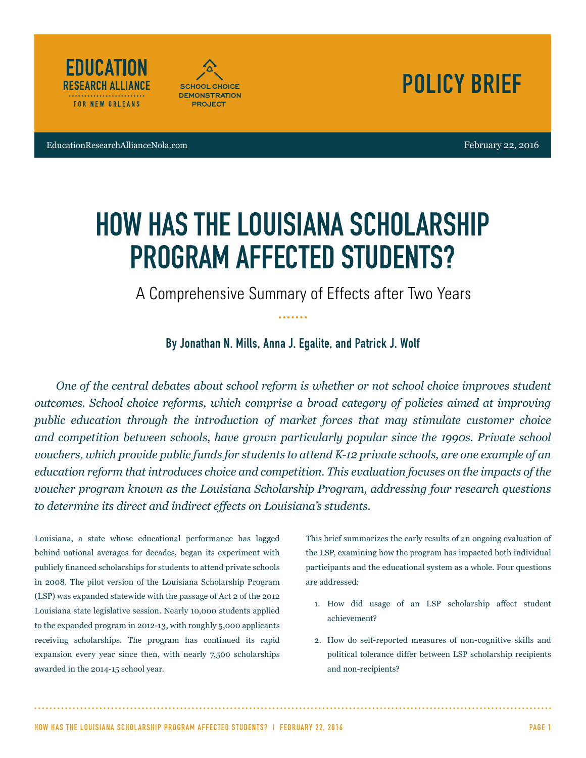EDUCATION RESEARCH ALLIANCE FOR NEW ORLEANS

SCHOOL CHOICE DEMONSTRATION PROJECT

POLICY BRIEF

EducationResearchAllianceNola.com

February 22, 2016

# HOW HAS THE LOUISIANA SCHOLARSHIP PROGRAM AFFECTED STUDENTS?

## A Comprehensive Summary of Effects after Two Years

**By Jonathan N. Mills, Anna J. Egalite, and Patrick J. Wolf**

*One of the central debates about school reform is whether or not school choice improves student outcomes. School choice reforms, which comprise a broad category of policies aimed at improving public education through the introduction of market forces that may stimulate customer choice and competition between schools, have grown particularly popular since the 1990s. Private school vouchers, which provide public funds for students to attend K-12 private schools, are one example of an education reform that introduces choice and competition. This evaluation focuses on the impacts of the voucher program known as the Louisiana Scholarship Program, addressing four research questions to determine its direct and indirect effects on Louisiana's students.*

Louisiana, a state whose educational performance has lagged behind national averages for decades, began its experiment with publicly financed scholarships for students to attend private schools in 2008. The pilot version of the Louisiana Scholarship Program (LSP) was expanded statewide with the passage of Act 2 of the 2012 Louisiana state legislative session. Nearly 10,000 students applied to the expanded program in 2012-13, with roughly 5,000 applicants receiving scholarships. The program has continued its rapid expansion every year since then, with nearly 7,500 scholarships awarded in the 2014-15 school year.

This brief summarizes the early results of an ongoing evaluation of the LSP, examining how the program has impacted both individual participants and the educational system as a whole. Four questions are addressed:

1. How did usage of an LSP scholarship affect student achievement?
2. How do self-reported measures of non-cognitive skills and political tolerance differ between LSP scholarship recipients and non-recipients?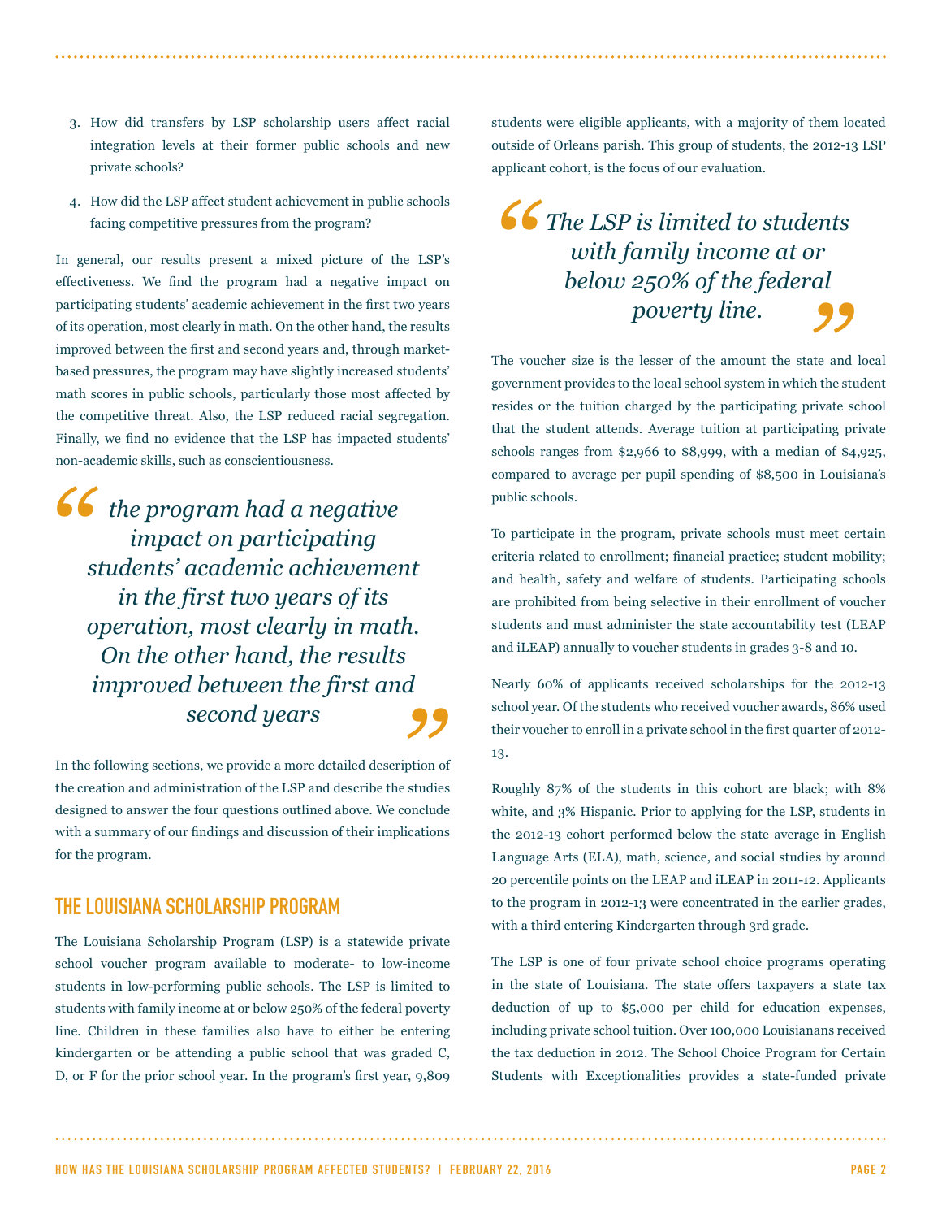3. How did transfers by LSP scholarship users affect racial integration levels at their former public schools and new private schools?

4. How did the LSP affect student achievement in public schools facing competitive pressures from the program?

In general, our results present a mixed picture of the LSP's effectiveness. We find the program had a negative impact on participating students' academic achievement in the first two years of its operation, most clearly in math. On the other hand, the results improved between the first and second years and, through market-based pressures, the program may have slightly increased students' math scores in public schools, particularly those most affected by the competitive threat. Also, the LSP reduced racial segregation. Finally, we find no evidence that the LSP has impacted students' non-academic skills, such as conscientiousness.

> *"the program had a negative impact on participating students' academic achievement in the first two years of its operation, most clearly in math. On the other hand, the results improved between the first and second years"*

In the following sections, we provide a more detailed description of the creation and administration of the LSP and describe the studies designed to answer the four questions outlined above. We conclude with a summary of our findings and discussion of their implications for the program.

## THE LOUISIANA SCHOLARSHIP PROGRAM

The Louisiana Scholarship Program (LSP) is a statewide private school voucher program available to moderate- to low-income students in low-performing public schools. The LSP is limited to students with family income at or below 250% of the federal poverty line. Children in these families also have to either be entering kindergarten or be attending a public school that was graded C, D, or F for the prior school year. In the program's first year, 9,809 students were eligible applicants, with a majority of them located outside of Orleans parish. This group of students, the 2012-13 LSP applicant cohort, is the focus of our evaluation.

> *"The LSP is limited to students with family income at or below 250% of the federal poverty line."*

The voucher size is the lesser of the amount the state and local government provides to the local school system in which the student resides or the tuition charged by the participating private school that the student attends. Average tuition at participating private schools ranges from $2,966 to $8,999, with a median of $4,925, compared to average per pupil spending of $8,500 in Louisiana's public schools.

To participate in the program, private schools must meet certain criteria related to enrollment; financial practice; student mobility; and health, safety and welfare of students. Participating schools are prohibited from being selective in their enrollment of voucher students and must administer the state accountability test (LEAP and iLEAP) annually to voucher students in grades 3-8 and 10.

Nearly 60% of applicants received scholarships for the 2012-13 school year. Of the students who received voucher awards, 86% used their voucher to enroll in a private school in the first quarter of 2012-13.

Roughly 87% of the students in this cohort are black; with 8% white, and 3% Hispanic. Prior to applying for the LSP, students in the 2012-13 cohort performed below the state average in English Language Arts (ELA), math, science, and social studies by around 20 percentile points on the LEAP and iLEAP in 2011-12. Applicants to the program in 2012-13 were concentrated in the earlier grades, with a third entering Kindergarten through 3rd grade.

The LSP is one of four private school choice programs operating in the state of Louisiana. The state offers taxpayers a state tax deduction of up to $5,000 per child for education expenses, including private school tuition. Over 100,000 Louisianans received the tax deduction in 2012. The School Choice Program for Certain Students with Exceptionalities provides a state-funded private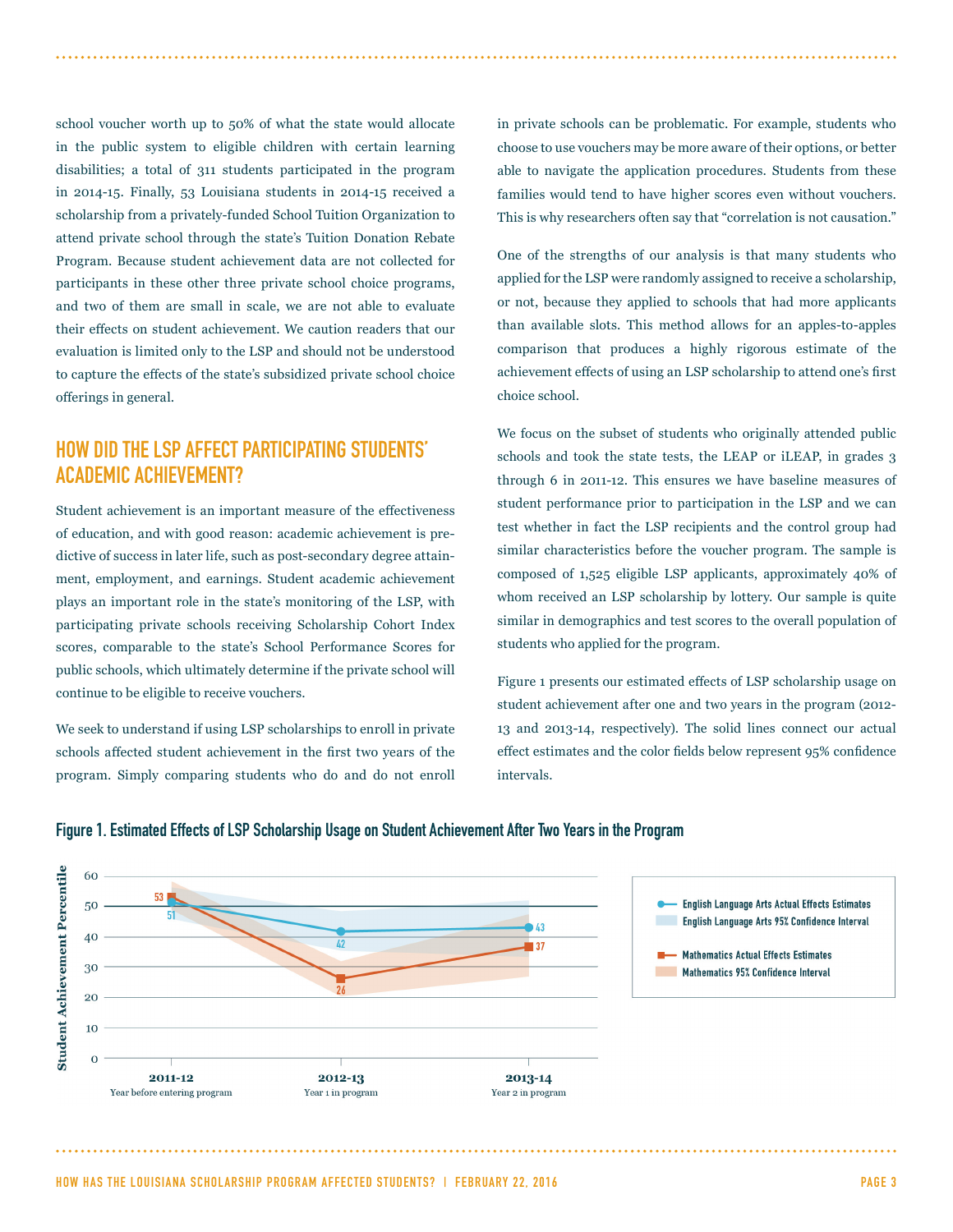school voucher worth up to 50% of what the state would allocate in the public system to eligible children with certain learning disabilities; a total of 311 students participated in the program in 2014-15. Finally, 53 Louisiana students in 2014-15 received a scholarship from a privately-funded School Tuition Organization to attend private school through the state's Tuition Donation Rebate Program. Because student achievement data are not collected for participants in these other three private school choice programs, and two of them are small in scale, we are not able to evaluate their effects on student achievement. We caution readers that our evaluation is limited only to the LSP and should not be understood to capture the effects of the state's subsidized private school choice offerings in general.

## HOW DID THE LSP AFFECT PARTICIPATING STUDENTS' ACADEMIC ACHIEVEMENT?

Student achievement is an important measure of the effectiveness of education, and with good reason: academic achievement is predictive of success in later life, such as post-secondary degree attainment, employment, and earnings. Student academic achievement plays an important role in the state's monitoring of the LSP, with participating private schools receiving Scholarship Cohort Index scores, comparable to the state's School Performance Scores for public schools, which ultimately determine if the private school will continue to be eligible to receive vouchers.

We seek to understand if using LSP scholarships to enroll in private schools affected student achievement in the first two years of the program. Simply comparing students who do and do not enroll in private schools can be problematic. For example, students who choose to use vouchers may be more aware of their options, or better able to navigate the application procedures. Students from these families would tend to have higher scores even without vouchers. This is why researchers often say that "correlation is not causation."

One of the strengths of our analysis is that many students who applied for the LSP were randomly assigned to receive a scholarship, or not, because they applied to schools that had more applicants than available slots. This method allows for an apples-to-apples comparison that produces a highly rigorous estimate of the achievement effects of using an LSP scholarship to attend one's first choice school.

We focus on the subset of students who originally attended public schools and took the state tests, the LEAP or iLEAP, in grades 3 through 6 in 2011-12. This ensures we have baseline measures of student performance prior to participation in the LSP and we can test whether in fact the LSP recipients and the control group had similar characteristics before the voucher program. The sample is composed of 1,525 eligible LSP applicants, approximately 40% of whom received an LSP scholarship by lottery. Our sample is quite similar in demographics and test scores to the overall population of students who applied for the program.

Figure 1 presents our estimated effects of LSP scholarship usage on student achievement after one and two years in the program (2012-13 and 2013-14, respectively). The solid lines connect our actual effect estimates and the color fields below represent 95% confidence intervals.

**Figure 1. Estimated Effects of LSP Scholarship Usage on Student Achievement After Two Years in the Program**

| Student Achievement Percentile | 2011-12 (Year before entering program) | 2012-13 (Year 1 in program) | 2013-14 (Year 2 in program) |
|---|---|---|---|
| English Language Arts Actual Effects Estimates | 51 | 42 | 43 |
| Mathematics Actual Effects Estimates | 53 | 26 | 37 |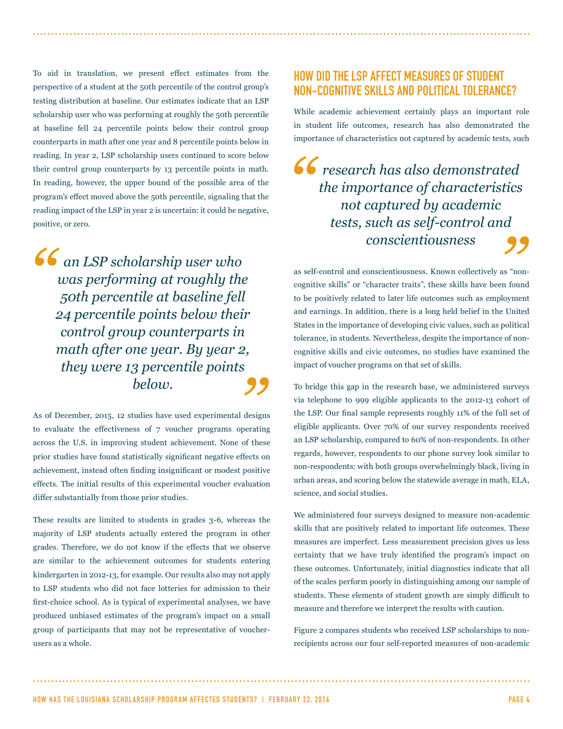To aid in translation, we present effect estimates from the perspective of a student at the 50th percentile of the control group's testing distribution at baseline. Our estimates indicate that an LSP scholarship user who was performing at roughly the 50th percentile at baseline fell 24 percentile points below their control group counterparts in math after one year and 8 percentile points below in reading. In year 2, LSP scholarship users continued to score below their control group counterparts by 13 percentile points in math. In reading, however, the upper bound of the possible area of the program's effect moved above the 50th percentile, signaling that the reading impact of the LSP in year 2 is uncertain: it could be negative, positive, or zero.

> *"an LSP scholarship user who was performing at roughly the 50th percentile at baseline fell 24 percentile points below their control group counterparts in math after one year. By year 2, they were 13 percentile points below."*

As of December, 2015, 12 studies have used experimental designs to evaluate the effectiveness of 7 voucher programs operating across the U.S. in improving student achievement. None of these prior studies have found statistically significant negative effects on achievement, instead often finding insignificant or modest positive effects. The initial results of this experimental voucher evaluation differ substantially from those prior studies.

These results are limited to students in grades 3-6, whereas the majority of LSP students actually entered the program in other grades. Therefore, we do not know if the effects that we observe are similar to the achievement outcomes for students entering kindergarten in 2012-13, for example. Our results also may not apply to LSP students who did not face lotteries for admission to their first-choice school. As is typical of experimental analyses, we have produced unbiased estimates of the program's impact on a small group of participants that may not be representative of voucher-users as a whole.

## HOW DID THE LSP AFFECT MEASURES OF STUDENT NON-COGNITIVE SKILLS AND POLITICAL TOLERANCE?

While academic achievement certainly plays an important role in student life outcomes, research has also demonstrated the importance of characteristics not captured by academic tests, such as self-control and conscientiousness. Known collectively as "non-cognitive skills" or "character traits", these skills have been found to be positively related to later life outcomes such as employment and earnings. In addition, there is a long held belief in the United States in the importance of developing civic values, such as political tolerance, in students. Nevertheless, despite the importance of non-cognitive skills and civic outcomes, no studies have examined the impact of voucher programs on that set of skills.

> *"research has also demonstrated the importance of characteristics not captured by academic tests, such as self-control and conscientiousness"*

To bridge this gap in the research base, we administered surveys via telephone to 999 eligible applicants to the 2012-13 cohort of the LSP. Our final sample represents roughly 11% of the full set of eligible applicants. Over 70% of our survey respondents received an LSP scholarship, compared to 60% of non-respondents. In other regards, however, respondents to our phone survey look similar to non-respondents: with both groups overwhelmingly black, living in urban areas, and scoring below the statewide average in math, ELA, science, and social studies.

We administered four surveys designed to measure non-academic skills that are positively related to important life outcomes. These measures are imperfect. Less measurement precision gives us less certainty that we have truly identified the program's impact on these outcomes. Unfortunately, initial diagnostics indicate that all of the scales perform poorly in distinguishing among our sample of students. These elements of student growth are simply difficult to measure and therefore we interpret the results with caution.

Figure 2 compares students who received LSP scholarships to non-recipients across our four self-reported measures of non-academic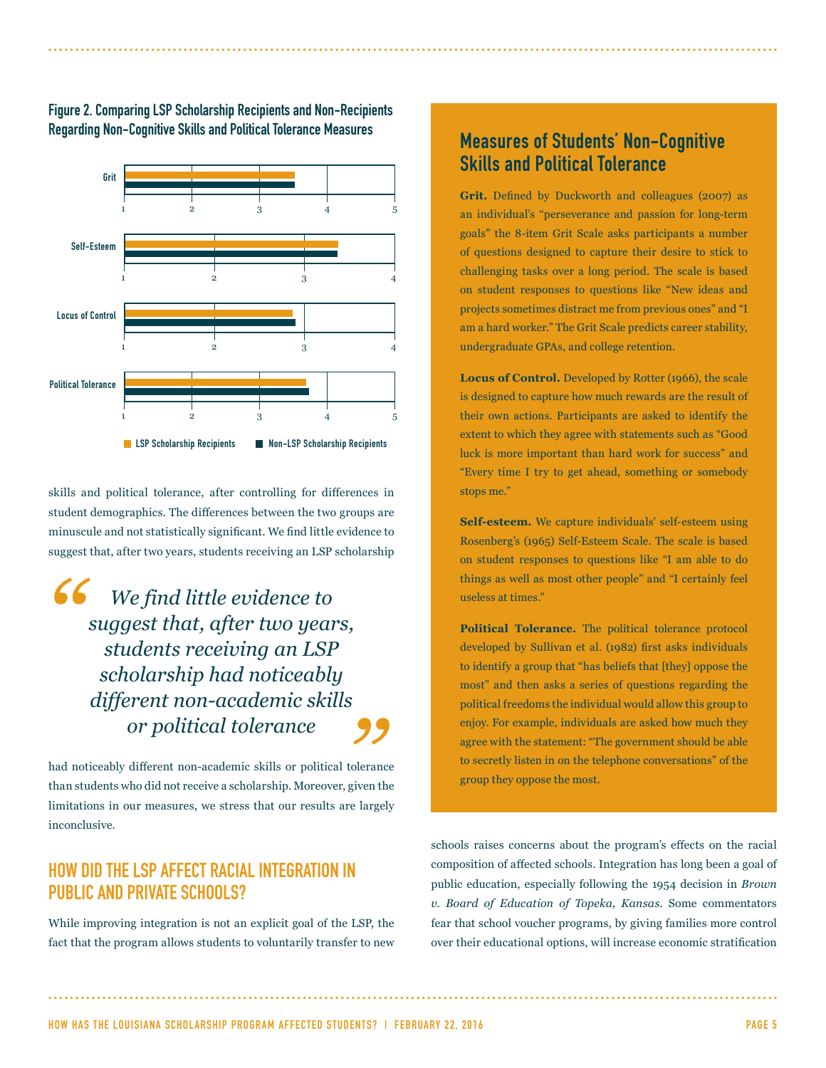**Figure 2. Comparing LSP Scholarship Recipients and Non-Recipients Regarding Non-Cognitive Skills and Political Tolerance Measures**

skills and political tolerance, after controlling for differences in student demographics. The differences between the two groups are minuscule and not statistically significant. We find little evidence to suggest that, after two years, students receiving an LSP scholarship had noticeably different non-academic skills or political tolerance than students who did not receive a scholarship. Moreover, given the limitations in our measures, we stress that our results are largely inconclusive.

> *"We find little evidence to suggest that, after two years, students receiving an LSP scholarship had noticeably different non-academic skills or political tolerance"*

## HOW DID THE LSP AFFECT RACIAL INTEGRATION IN PUBLIC AND PRIVATE SCHOOLS?

While improving integration is not an explicit goal of the LSP, the fact that the program allows students to voluntarily transfer to new schools raises concerns about the program's effects on the racial composition of affected schools. Integration has long been a goal of public education, especially following the 1954 decision in *Brown v. Board of Education of Topeka, Kansas*. Some commentators fear that school voucher programs, by giving families more control over their educational options, will increase economic stratification

## Measures of Students' Non-Cognitive Skills and Political Tolerance

**Grit.** Defined by Duckworth and colleagues (2007) as an individual's "perseverance and passion for long-term goals" the 8-item Grit Scale asks participants a number of questions designed to capture their desire to stick to challenging tasks over a long period. The scale is based on student responses to questions like "New ideas and projects sometimes distract me from previous ones" and "I am a hard worker." The Grit Scale predicts career stability, undergraduate GPAs, and college retention.

**Locus of Control.** Developed by Rotter (1966), the scale is designed to capture how much rewards are the result of their own actions. Participants are asked to identify the extent to which they agree with statements such as "Good luck is more important than hard work for success" and "Every time I try to get ahead, something or somebody stops me."

**Self-esteem.** We capture individuals' self-esteem using Rosenberg's (1965) Self-Esteem Scale. The scale is based on student responses to questions like "I am able to do things as well as most other people" and "I certainly feel useless at times."

**Political Tolerance.** The political tolerance protocol developed by Sullivan et al. (1982) first asks individuals to identify a group that "has beliefs that [they] oppose the most" and then asks a series of questions regarding the political freedoms the individual would allow this group to enjoy. For example, individuals are asked how much they agree with the statement: "The government should be able to secretly listen in on the telephone conversations" of the group they oppose the most.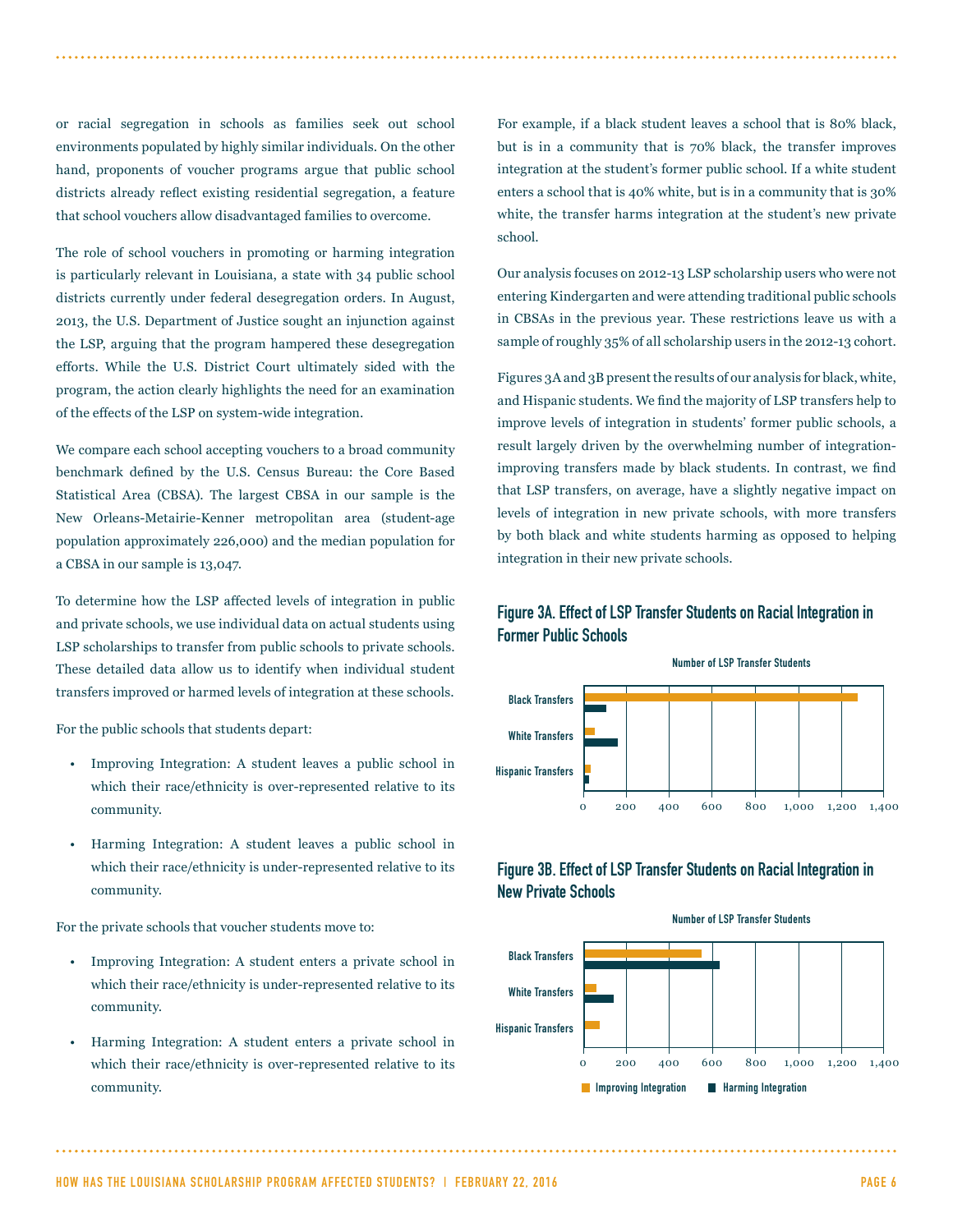or racial segregation in schools as families seek out school environments populated by highly similar individuals. On the other hand, proponents of voucher programs argue that public school districts already reflect existing residential segregation, a feature that school vouchers allow disadvantaged families to overcome.

The role of school vouchers in promoting or harming integration is particularly relevant in Louisiana, a state with 34 public school districts currently under federal desegregation orders. In August, 2013, the U.S. Department of Justice sought an injunction against the LSP, arguing that the program hampered these desegregation efforts. While the U.S. District Court ultimately sided with the program, the action clearly highlights the need for an examination of the effects of the LSP on system-wide integration.

We compare each school accepting vouchers to a broad community benchmark defined by the U.S. Census Bureau: the Core Based Statistical Area (CBSA). The largest CBSA in our sample is the New Orleans-Metairie-Kenner metropolitan area (student-age population approximately 226,000) and the median population for a CBSA in our sample is 13,047.

To determine how the LSP affected levels of integration in public and private schools, we use individual data on actual students using LSP scholarships to transfer from public schools to private schools. These detailed data allow us to identify when individual student transfers improved or harmed levels of integration at these schools.

For the public schools that students depart:

- Improving Integration: A student leaves a public school in which their race/ethnicity is over-represented relative to its community.
- Harming Integration: A student leaves a public school in which their race/ethnicity is under-represented relative to its community.

For the private schools that voucher students move to:

- Improving Integration: A student enters a private school in which their race/ethnicity is under-represented relative to its community.
- Harming Integration: A student enters a private school in which their race/ethnicity is over-represented relative to its community.

For example, if a black student leaves a school that is 80% black, but is in a community that is 70% black, the transfer improves integration at the student's former public school. If a white student enters a school that is 40% white, but is in a community that is 30% white, the transfer harms integration at the student's new private school.

Our analysis focuses on 2012-13 LSP scholarship users who were not entering Kindergarten and were attending traditional public schools in CBSAs in the previous year. These restrictions leave us with a sample of roughly 35% of all scholarship users in the 2012-13 cohort.

Figures 3A and 3B present the results of our analysis for black, white, and Hispanic students. We find the majority of LSP transfers help to improve levels of integration in students' former public schools, a result largely driven by the overwhelming number of integration-improving transfers made by black students. In contrast, we find that LSP transfers, on average, have a slightly negative impact on levels of integration in new private schools, with more transfers by both black and white students harming as opposed to helping integration in their new private schools.

#### Figure 3A. Effect of LSP Transfer Students on Racial Integration in Former Public Schools

Number of LSP Transfer Students

| | Improving Integration | Harming Integration |
|---|---|---|
| Black Transfers | ~1,275 | ~105 |
| White Transfers | ~50 | ~160 |
| Hispanic Transfers | ~30 | ~25 |

#### Figure 3B. Effect of LSP Transfer Students on Racial Integration in New Private Schools

Number of LSP Transfer Students

| | Improving Integration | Harming Integration |
|---|---|---|
| Black Transfers | ~550 | ~630 |
| White Transfers | ~55 | ~140 |
| Hispanic Transfers | ~75 | ~0 |

Improving Integration | Harming Integration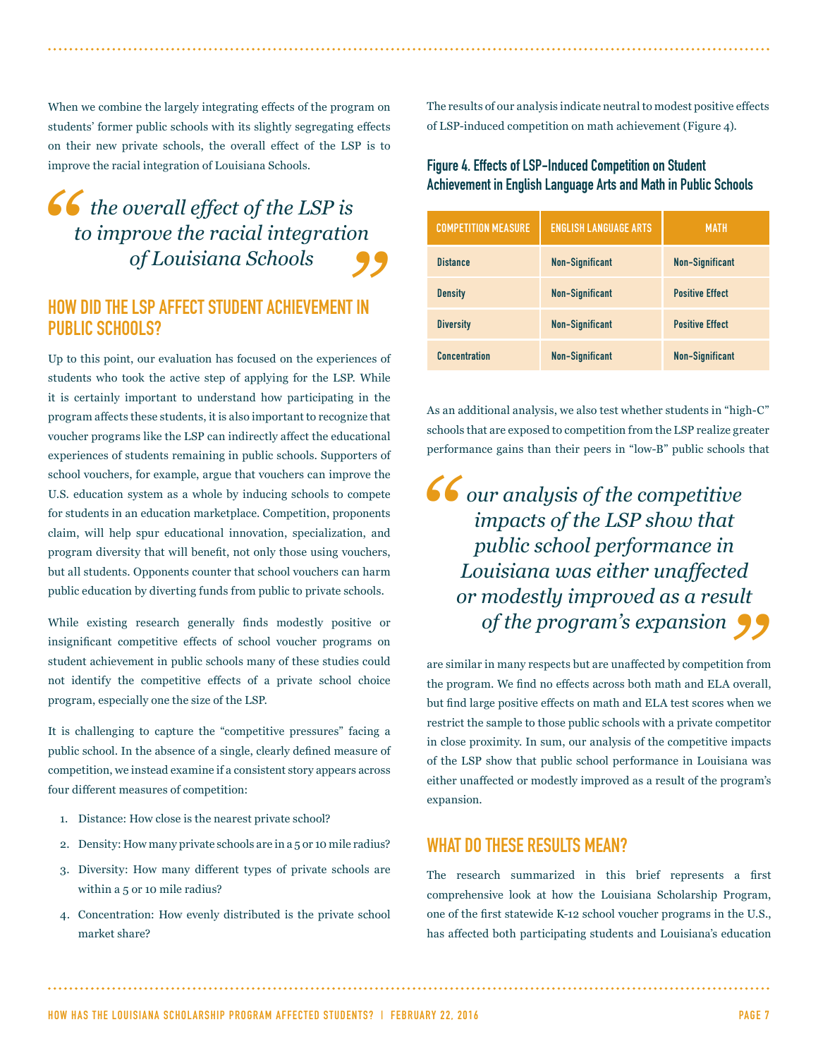When we combine the largely integrating effects of the program on students' former public schools with its slightly segregating effects on their new private schools, the overall effect of the LSP is to improve the racial integration of Louisiana Schools.

> *the overall effect of the LSP is to improve the racial integration of Louisiana Schools*

## HOW DID THE LSP AFFECT STUDENT ACHIEVEMENT IN PUBLIC SCHOOLS?

Up to this point, our evaluation has focused on the experiences of students who took the active step of applying for the LSP. While it is certainly important to understand how participating in the program affects these students, it is also important to recognize that voucher programs like the LSP can indirectly affect the educational experiences of students remaining in public schools. Supporters of school vouchers, for example, argue that vouchers can improve the U.S. education system as a whole by inducing schools to compete for students in an education marketplace. Competition, proponents claim, will help spur educational innovation, specialization, and program diversity that will benefit, not only those using vouchers, but all students. Opponents counter that school vouchers can harm public education by diverting funds from public to private schools.

While existing research generally finds modestly positive or insignificant competitive effects of school voucher programs on student achievement in public schools many of these studies could not identify the competitive effects of a private school choice program, especially one the size of the LSP.

It is challenging to capture the "competitive pressures" facing a public school. In the absence of a single, clearly defined measure of competition, we instead examine if a consistent story appears across four different measures of competition:

1. Distance: How close is the nearest private school?
2. Density: How many private schools are in a 5 or 10 mile radius?
3. Diversity: How many different types of private schools are within a 5 or 10 mile radius?
4. Concentration: How evenly distributed is the private school market share?

The results of our analysis indicate neutral to modest positive effects of LSP-induced competition on math achievement (Figure 4).

**Figure 4. Effects of LSP-Induced Competition on Student Achievement in English Language Arts and Math in Public Schools**

| COMPETITION MEASURE | ENGLISH LANGUAGE ARTS | MATH |
|---|---|---|
| Distance | Non-Significant | Non-Significant |
| Density | Non-Significant | Positive Effect |
| Diversity | Non-Significant | Positive Effect |
| Concentration | Non-Significant | Non-Significant |

As an additional analysis, we also test whether students in "high-C" schools that are exposed to competition from the LSP realize greater performance gains than their peers in "low-B" public schools that are similar in many respects but are unaffected by competition from the program. We find no effects across both math and ELA overall, but find large positive effects on math and ELA test scores when we restrict the sample to those public schools with a private competitor in close proximity. In sum, our analysis of the competitive impacts of the LSP show that public school performance in Louisiana was either unaffected or modestly improved as a result of the program's expansion.

> *our analysis of the competitive impacts of the LSP show that public school performance in Louisiana was either unaffected or modestly improved as a result of the program's expansion*

## WHAT DO THESE RESULTS MEAN?

The research summarized in this brief represents a first comprehensive look at how the Louisiana Scholarship Program, one of the first statewide K-12 school voucher programs in the U.S., has affected both participating students and Louisiana's education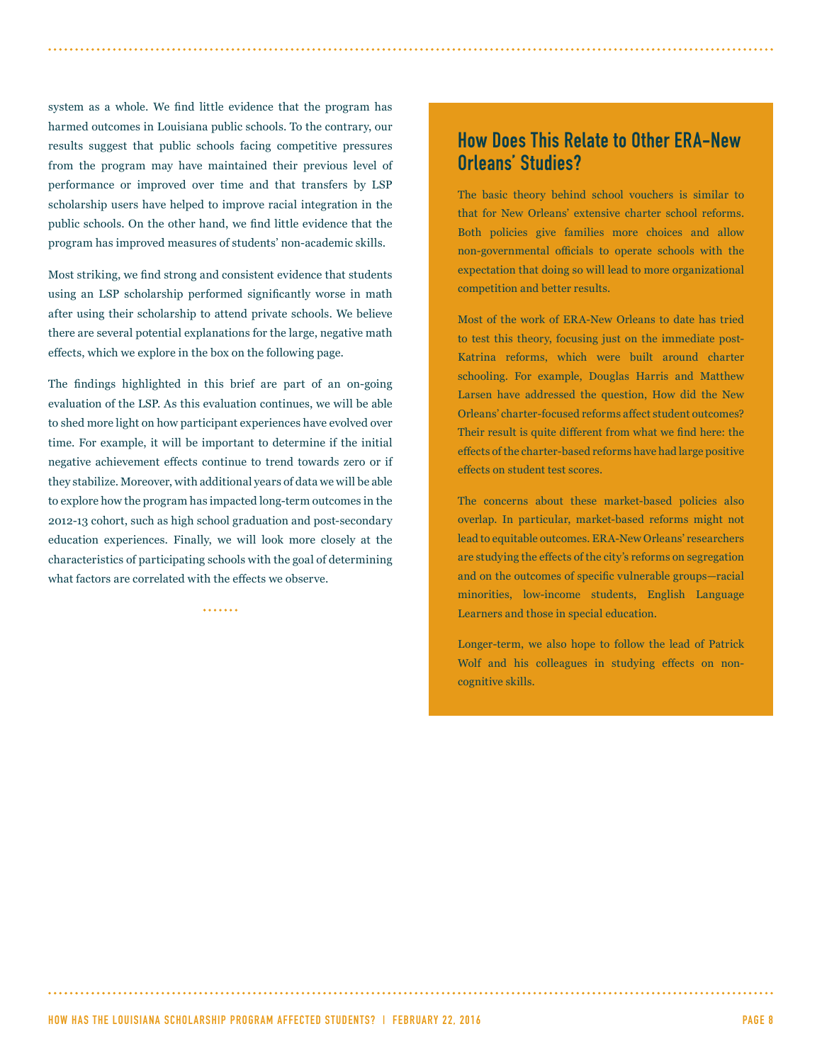system as a whole. We find little evidence that the program has harmed outcomes in Louisiana public schools. To the contrary, our results suggest that public schools facing competitive pressures from the program may have maintained their previous level of performance or improved over time and that transfers by LSP scholarship users have helped to improve racial integration in the public schools. On the other hand, we find little evidence that the program has improved measures of students' non-academic skills.

Most striking, we find strong and consistent evidence that students using an LSP scholarship performed significantly worse in math after using their scholarship to attend private schools. We believe there are several potential explanations for the large, negative math effects, which we explore in the box on the following page.

The findings highlighted in this brief are part of an on-going evaluation of the LSP. As this evaluation continues, we will be able to shed more light on how participant experiences have evolved over time. For example, it will be important to determine if the initial negative achievement effects continue to trend towards zero or if they stabilize. Moreover, with additional years of data we will be able to explore how the program has impacted long-term outcomes in the 2012-13 cohort, such as high school graduation and post-secondary education experiences. Finally, we will look more closely at the characteristics of participating schools with the goal of determining what factors are correlated with the effects we observe.

## How Does This Relate to Other ERA-New Orleans' Studies?

The basic theory behind school vouchers is similar to that for New Orleans' extensive charter school reforms. Both policies give families more choices and allow non-governmental officials to operate schools with the expectation that doing so will lead to more organizational competition and better results.

Most of the work of ERA-New Orleans to date has tried to test this theory, focusing just on the immediate post-Katrina reforms, which were built around charter schooling. For example, Douglas Harris and Matthew Larsen have addressed the question, How did the New Orleans' charter-focused reforms affect student outcomes? Their result is quite different from what we find here: the effects of the charter-based reforms have had large positive effects on student test scores.

The concerns about these market-based policies also overlap. In particular, market-based reforms might not lead to equitable outcomes. ERA-New Orleans' researchers are studying the effects of the city's reforms on segregation and on the outcomes of specific vulnerable groups—racial minorities, low-income students, English Language Learners and those in special education.

Longer-term, we also hope to follow the lead of Patrick Wolf and his colleagues in studying effects on non-cognitive skills.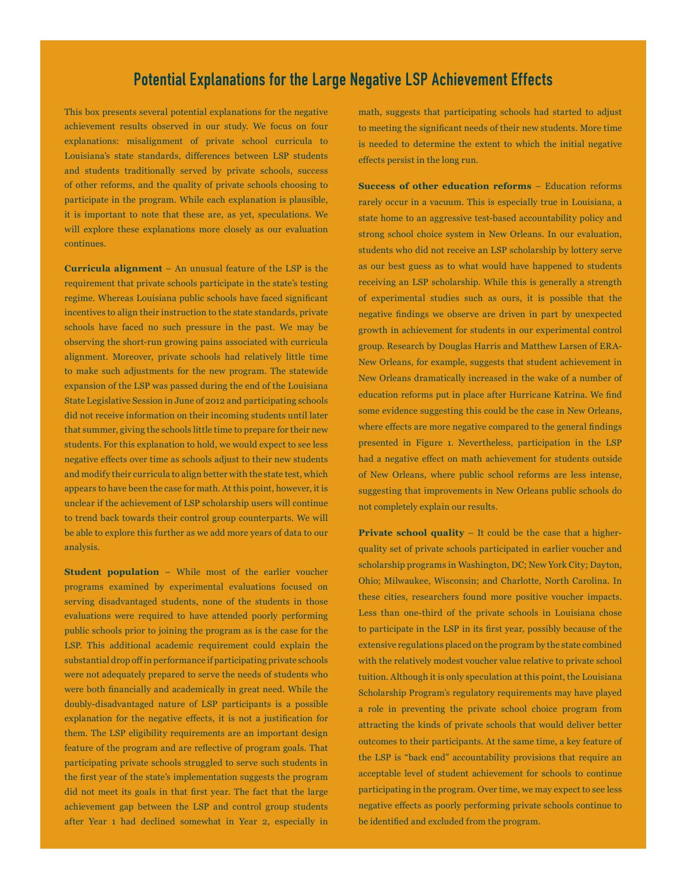## Potential Explanations for the Large Negative LSP Achievement Effects

This box presents several potential explanations for the negative achievement results observed in our study. We focus on four explanations: misalignment of private school curricula to Louisiana's state standards, differences between LSP students and students traditionally served by private schools, success of other reforms, and the quality of private schools choosing to participate in the program. While each explanation is plausible, it is important to note that these are, as yet, speculations. We will explore these explanations more closely as our evaluation continues.

**Curricula alignment** – An unusual feature of the LSP is the requirement that private schools participate in the state's testing regime. Whereas Louisiana public schools have faced significant incentives to align their instruction to the state standards, private schools have faced no such pressure in the past. We may be observing the short-run growing pains associated with curricula alignment. Moreover, private schools had relatively little time to make such adjustments for the new program. The statewide expansion of the LSP was passed during the end of the Louisiana State Legislative Session in June of 2012 and participating schools did not receive information on their incoming students until later that summer, giving the schools little time to prepare for their new students. For this explanation to hold, we would expect to see less negative effects over time as schools adjust to their new students and modify their curricula to align better with the state test, which appears to have been the case for math. At this point, however, it is unclear if the achievement of LSP scholarship users will continue to trend back towards their control group counterparts. We will be able to explore this further as we add more years of data to our analysis.

**Student population** – While most of the earlier voucher programs examined by experimental evaluations focused on serving disadvantaged students, none of the students in those evaluations were required to have attended poorly performing public schools prior to joining the program as is the case for the LSP. This additional academic requirement could explain the substantial drop off in performance if participating private schools were not adequately prepared to serve the needs of students who were both financially and academically in great need. While the doubly-disadvantaged nature of LSP participants is a possible explanation for the negative effects, it is not a justification for them. The LSP eligibility requirements are an important design feature of the program and are reflective of program goals. That participating private schools struggled to serve such students in the first year of the state's implementation suggests the program did not meet its goals in that first year. The fact that the large achievement gap between the LSP and control group students after Year 1 had declined somewhat in Year 2, especially in math, suggests that participating schools had started to adjust to meeting the significant needs of their new students. More time is needed to determine the extent to which the initial negative effects persist in the long run.

**Success of other education reforms** – Education reforms rarely occur in a vacuum. This is especially true in Louisiana, a state home to an aggressive test-based accountability policy and strong school choice system in New Orleans. In our evaluation, students who did not receive an LSP scholarship by lottery serve as our best guess as to what would have happened to students receiving an LSP scholarship. While this is generally a strength of experimental studies such as ours, it is possible that the negative findings we observe are driven in part by unexpected growth in achievement for students in our experimental control group. Research by Douglas Harris and Matthew Larsen of ERA-New Orleans, for example, suggests that student achievement in New Orleans dramatically increased in the wake of a number of education reforms put in place after Hurricane Katrina. We find some evidence suggesting this could be the case in New Orleans, where effects are more negative compared to the general findings presented in Figure 1. Nevertheless, participation in the LSP had a negative effect on math achievement for students outside of New Orleans, where public school reforms are less intense, suggesting that improvements in New Orleans public schools do not completely explain our results.

**Private school quality** – It could be the case that a higher-quality set of private schools participated in earlier voucher and scholarship programs in Washington, DC; New York City; Dayton, Ohio; Milwaukee, Wisconsin; and Charlotte, North Carolina. In these cities, researchers found more positive voucher impacts. Less than one-third of the private schools in Louisiana chose to participate in the LSP in its first year, possibly because of the extensive regulations placed on the program by the state combined with the relatively modest voucher value relative to private school tuition. Although it is only speculation at this point, the Louisiana Scholarship Program's regulatory requirements may have played a role in preventing the private school choice program from attracting the kinds of private schools that would deliver better outcomes to their participants. At the same time, a key feature of the LSP is "back end" accountability provisions that require an acceptable level of student achievement for schools to continue participating in the program. Over time, we may expect to see less negative effects as poorly performing private schools continue to be identified and excluded from the program.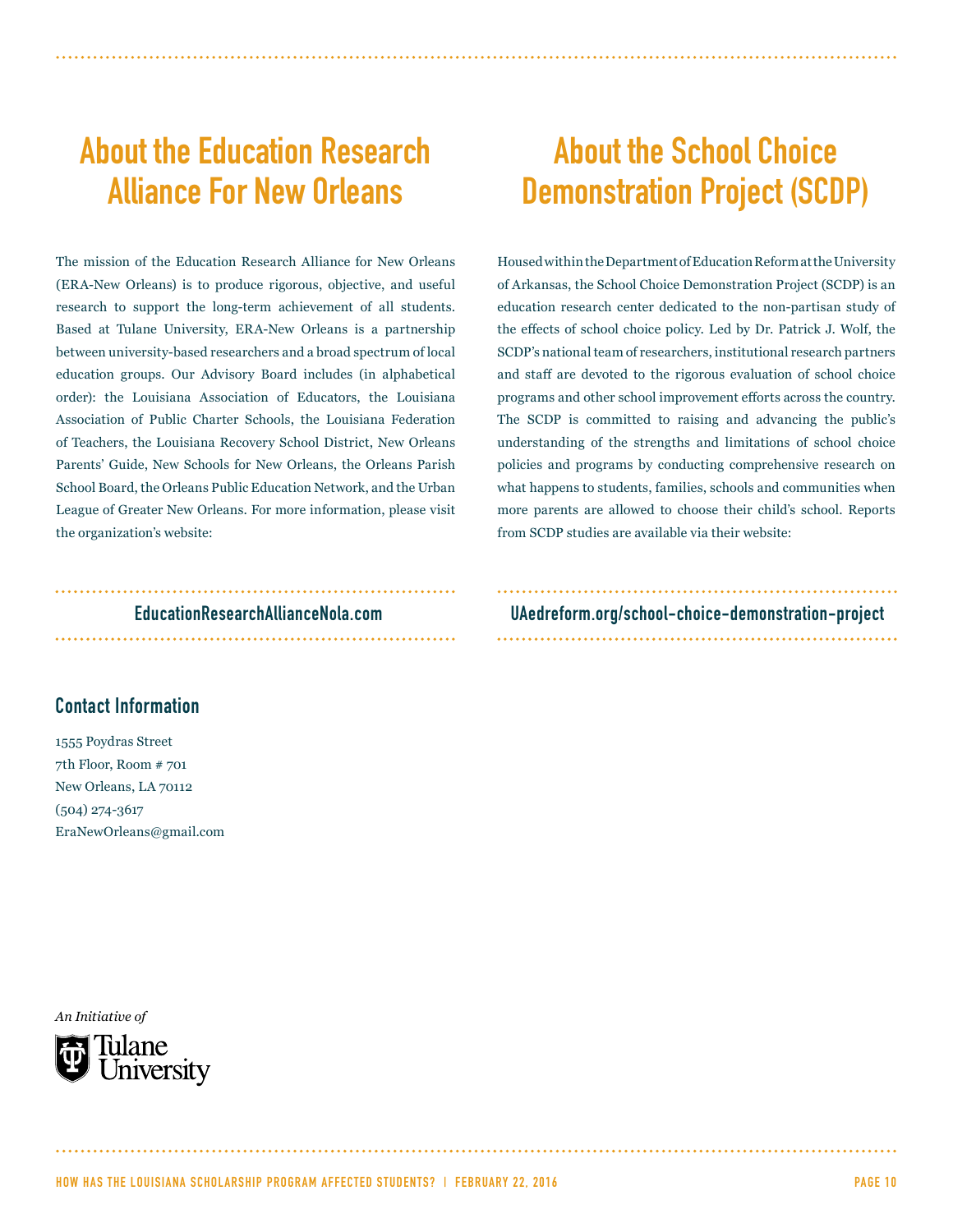## About the Education Research Alliance For New Orleans

The mission of the Education Research Alliance for New Orleans (ERA-New Orleans) is to produce rigorous, objective, and useful research to support the long-term achievement of all students. Based at Tulane University, ERA-New Orleans is a partnership between university-based researchers and a broad spectrum of local education groups. Our Advisory Board includes (in alphabetical order): the Louisiana Association of Educators, the Louisiana Association of Public Charter Schools, the Louisiana Federation of Teachers, the Louisiana Recovery School District, New Orleans Parents' Guide, New Schools for New Orleans, the Orleans Parish School Board, the Orleans Public Education Network, and the Urban League of Greater New Orleans. For more information, please visit the organization's website:

**EducationResearchAllianceNola.com**

### Contact Information

1555 Poydras Street
7th Floor, Room # 701
New Orleans, LA 70112
(504) 274-3617
EraNewOrleans@gmail.com

*An Initiative of*

Tulane University

## About the School Choice Demonstration Project (SCDP)

Housed within the Department of Education Reform at the University of Arkansas, the School Choice Demonstration Project (SCDP) is an education research center dedicated to the non-partisan study of the effects of school choice policy. Led by Dr. Patrick J. Wolf, the SCDP's national team of researchers, institutional research partners and staff are devoted to the rigorous evaluation of school choice programs and other school improvement efforts across the country. The SCDP is committed to raising and advancing the public's understanding of the strengths and limitations of school choice policies and programs by conducting comprehensive research on what happens to students, families, schools and communities when more parents are allowed to choose their child's school. Reports from SCDP studies are available via their website:

**UAedreform.org/school-choice-demonstration-project**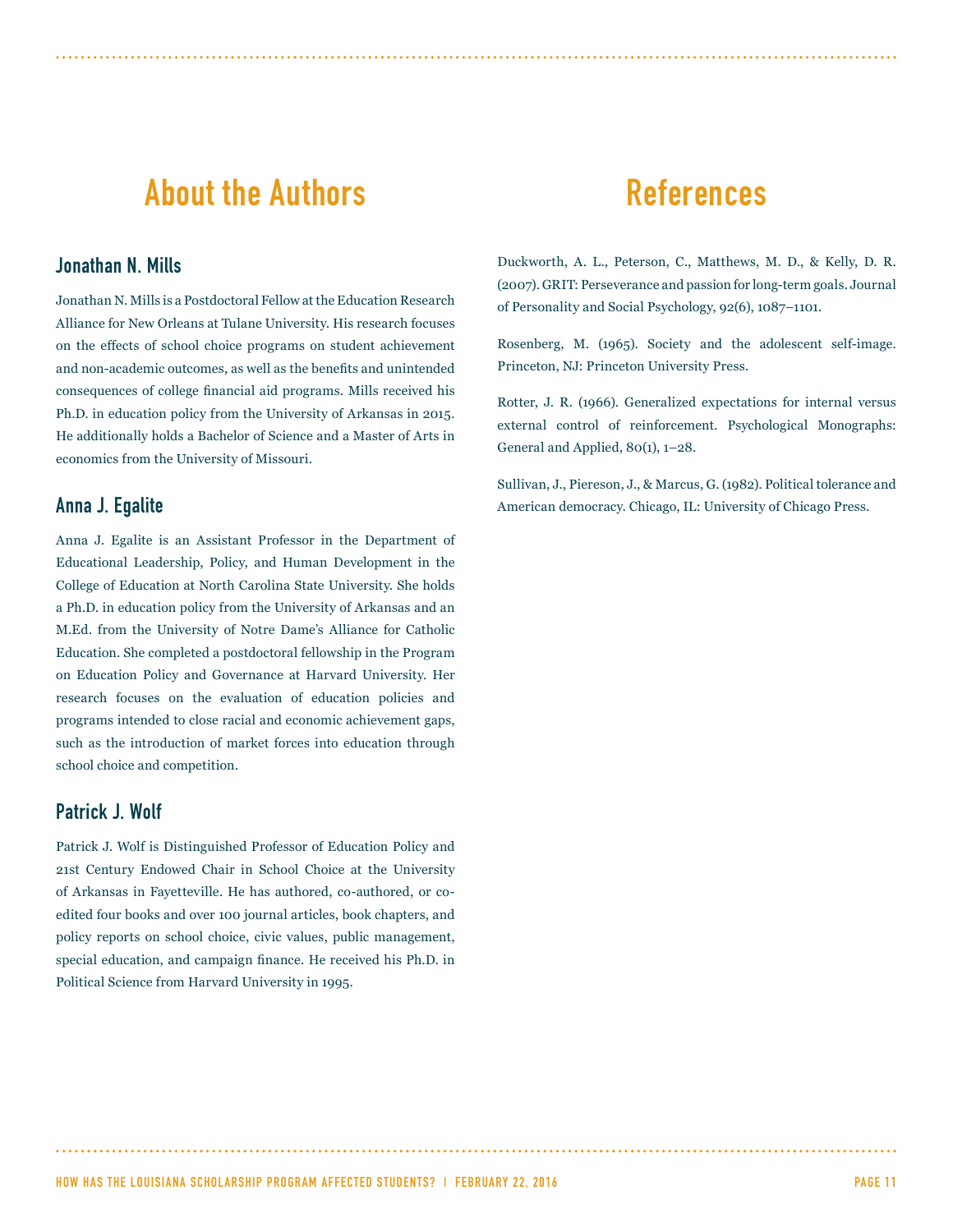## About the Authors

### Jonathan N. Mills

Jonathan N. Mills is a Postdoctoral Fellow at the Education Research Alliance for New Orleans at Tulane University. His research focuses on the effects of school choice programs on student achievement and non-academic outcomes, as well as the benefits and unintended consequences of college financial aid programs. Mills received his Ph.D. in education policy from the University of Arkansas in 2015. He additionally holds a Bachelor of Science and a Master of Arts in economics from the University of Missouri.

### Anna J. Egalite

Anna J. Egalite is an Assistant Professor in the Department of Educational Leadership, Policy, and Human Development in the College of Education at North Carolina State University. She holds a Ph.D. in education policy from the University of Arkansas and an M.Ed. from the University of Notre Dame's Alliance for Catholic Education. She completed a postdoctoral fellowship in the Program on Education Policy and Governance at Harvard University. Her research focuses on the evaluation of education policies and programs intended to close racial and economic achievement gaps, such as the introduction of market forces into education through school choice and competition.

### Patrick J. Wolf

Patrick J. Wolf is Distinguished Professor of Education Policy and 21st Century Endowed Chair in School Choice at the University of Arkansas in Fayetteville. He has authored, co-authored, or co-edited four books and over 100 journal articles, book chapters, and policy reports on school choice, civic values, public management, special education, and campaign finance. He received his Ph.D. in Political Science from Harvard University in 1995.

## References

Duckworth, A. L., Peterson, C., Matthews, M. D., & Kelly, D. R. (2007). GRIT: Perseverance and passion for long-term goals. Journal of Personality and Social Psychology, 92(6), 1087–1101.

Rosenberg, M. (1965). Society and the adolescent self-image. Princeton, NJ: Princeton University Press.

Rotter, J. R. (1966). Generalized expectations for internal versus external control of reinforcement. Psychological Monographs: General and Applied, 80(1), 1–28.

Sullivan, J., Piereson, J., & Marcus, G. (1982). Political tolerance and American democracy. Chicago, IL: University of Chicago Press.